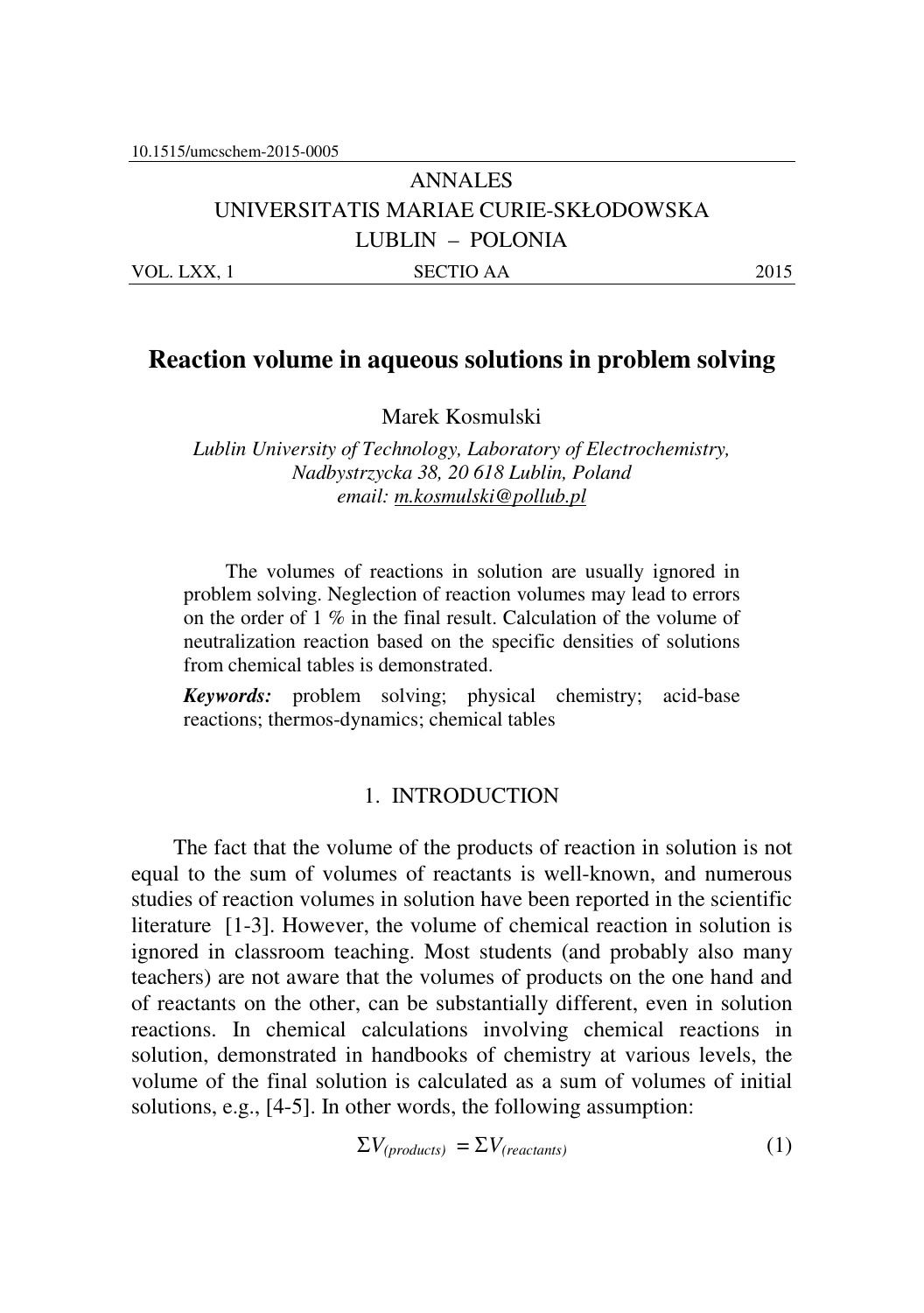10.1515/umcschem-2015-0005

ANNALES
UNIVERSITATIS MARIAE CURIE-SKŁODOWSKA
LUBLIN – POLONIA

VOL. LXX, 1 SECTIO AA 2015

# Reaction volume in aqueous solutions in problem solving

Marek Kosmulski

*Lublin University of Technology, Laboratory of Electrochemistry, Nadbystrzycka 38, 20 618 Lublin, Poland*
*email: m.kosmulski@pollub.pl*

The volumes of reactions in solution are usually ignored in problem solving. Neglection of reaction volumes may lead to errors on the order of 1 % in the final result. Calculation of the volume of neutralization reaction based on the specific densities of solutions from chemical tables is demonstrated.

***Keywords:*** problem solving; physical chemistry; acid-base reactions; thermos-dynamics; chemical tables

## 1. INTRODUCTION

The fact that the volume of the products of reaction in solution is not equal to the sum of volumes of reactants is well-known, and numerous studies of reaction volumes in solution have been reported in the scientific literature [1-3]. However, the volume of chemical reaction in solution is ignored in classroom teaching. Most students (and probably also many teachers) are not aware that the volumes of products on the one hand and of reactants on the other, can be substantially different, even in solution reactions. In chemical calculations involving chemical reactions in solution, demonstrated in handbooks of chemistry at various levels, the volume of the final solution is calculated as a sum of volumes of initial solutions, e.g., [4-5]. In other words, the following assumption:

$$\Sigma V_{(products)} = \Sigma V_{(reactants)} \tag{1}$$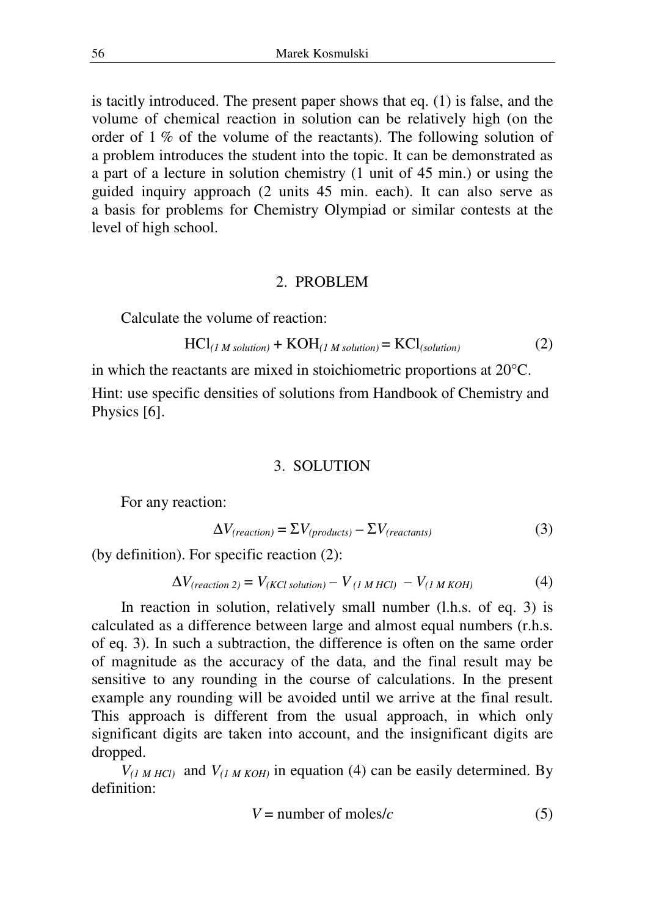is tacitly introduced. The present paper shows that eq. (1) is false, and the volume of chemical reaction in solution can be relatively high (on the order of 1 % of the volume of the reactants). The following solution of a problem introduces the student into the topic. It can be demonstrated as a part of a lecture in solution chemistry (1 unit of 45 min.) or using the guided inquiry approach (2 units 45 min. each). It can also serve as a basis for problems for Chemistry Olympiad or similar contests at the level of high school.

## 2. PROBLEM

Calculate the volume of reaction:

$$HCl_{(1\,M\,solution)} + KOH_{(1\,M\,solution)} = KCl_{(solution)} \tag{2}$$

in which the reactants are mixed in stoichiometric proportions at 20°C.

Hint: use specific densities of solutions from Handbook of Chemistry and Physics [6].

## 3. SOLUTION

For any reaction:

$$\Delta V_{(reaction)} = \Sigma V_{(products)} - \Sigma V_{(reactants)} \tag{3}$$

(by definition). For specific reaction (2):

$$\Delta V_{(reaction\ 2)} = V_{(KCl\ solution)} - V_{(1\,M\,HCl)} - V_{(1\,M\,KOH)} \tag{4}$$

In reaction in solution, relatively small number (l.h.s. of eq. 3) is calculated as a difference between large and almost equal numbers (r.h.s. of eq. 3). In such a subtraction, the difference is often on the same order of magnitude as the accuracy of the data, and the final result may be sensitive to any rounding in the course of calculations. In the present example any rounding will be avoided until we arrive at the final result. This approach is different from the usual approach, in which only significant digits are taken into account, and the insignificant digits are dropped.

$V_{(1\,M\,HCl)}$ and $V_{(1\,M\,KOH)}$ in equation (4) can be easily determined. By definition:

$$V = \text{number of moles}/c \tag{5}$$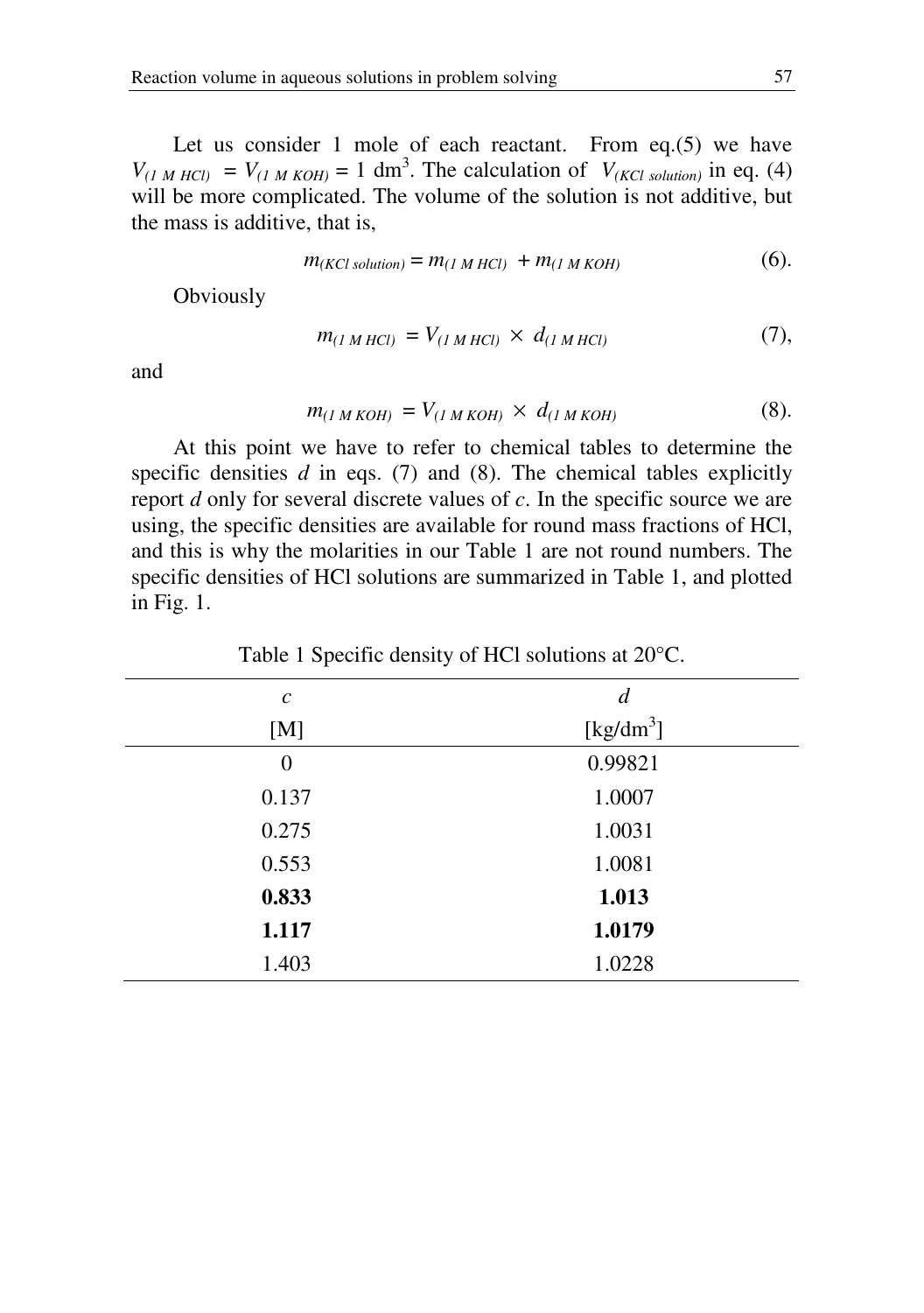Let us consider 1 mole of each reactant. From eq.(5) we have $V_{(1\ M\ HCl)} = V_{(1\ M\ KOH)} = 1$ dm$^3$. The calculation of $V_{(KCl\ solution)}$ in eq. (4) will be more complicated. The volume of the solution is not additive, but the mass is additive, that is,

$$m_{(KCl\ solution)} = m_{(1\ M\ HCl)} + m_{(1\ M\ KOH)} \quad (6).$$

Obviously

$$m_{(1\ M\ HCl)} = V_{(1\ M\ HCl)} \times d_{(1\ M\ HCl)} \quad (7),$$

and

$$m_{(1\ M\ KOH)} = V_{(1\ M\ KOH)} \times d_{(1\ M\ KOH)} \quad (8).$$

At this point we have to refer to chemical tables to determine the specific densities *d* in eqs. (7) and (8). The chemical tables explicitly report *d* only for several discrete values of *c*. In the specific source we are using, the specific densities are available for round mass fractions of HCl, and this is why the molarities in our Table 1 are not round numbers. The specific densities of HCl solutions are summarized in Table 1, and plotted in Fig. 1.

Table 1 Specific density of HCl solutions at 20°C.

| *c* [M] | *d* [kg/dm$^3$] |
|---|---|
| 0 | 0.99821 |
| 0.137 | 1.0007 |
| 0.275 | 1.0031 |
| 0.553 | 1.0081 |
| **0.833** | **1.013** |
| **1.117** | **1.0179** |
| 1.403 | 1.0228 |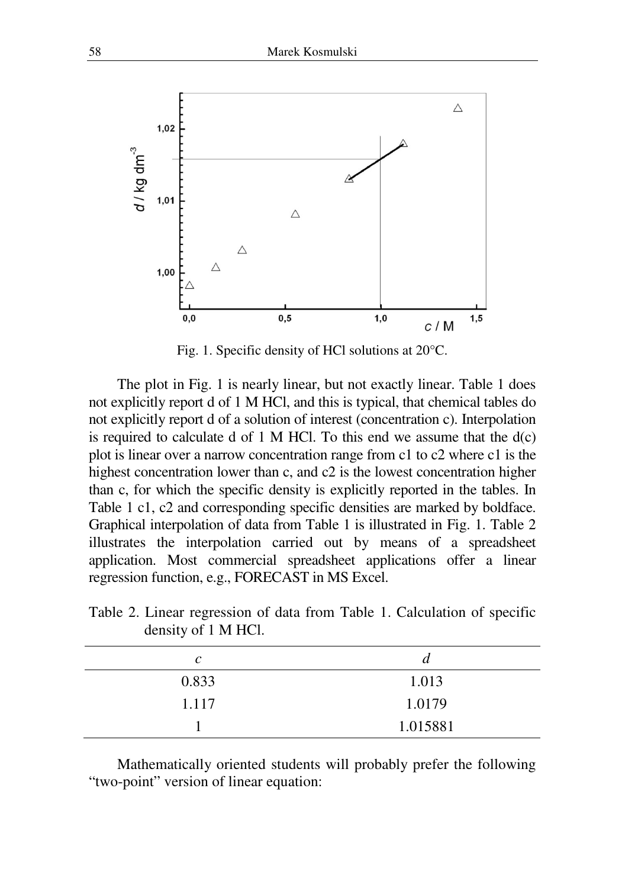Fig. 1. Specific density of HCl solutions at 20°C.

The plot in Fig. 1 is nearly linear, but not exactly linear. Table 1 does not explicitly report d of 1 M HCl, and this is typical, that chemical tables do not explicitly report d of a solution of interest (concentration c). Interpolation is required to calculate d of 1 M HCl. To this end we assume that the d(c) plot is linear over a narrow concentration range from c1 to c2 where c1 is the highest concentration lower than c, and c2 is the lowest concentration higher than c, for which the specific density is explicitly reported in the tables. In Table 1 c1, c2 and corresponding specific densities are marked by boldface. Graphical interpolation of data from Table 1 is illustrated in Fig. 1. Table 2 illustrates the interpolation carried out by means of a spreadsheet application. Most commercial spreadsheet applications offer a linear regression function, e.g., FORECAST in MS Excel.

Table 2. Linear regression of data from Table 1. Calculation of specific density of 1 M HCl.

| *c* | *d* |
|---|---|
| 0.833 | 1.013 |
| 1.117 | 1.0179 |
| 1 | 1.015881 |

Mathematically oriented students will probably prefer the following "two-point" version of linear equation: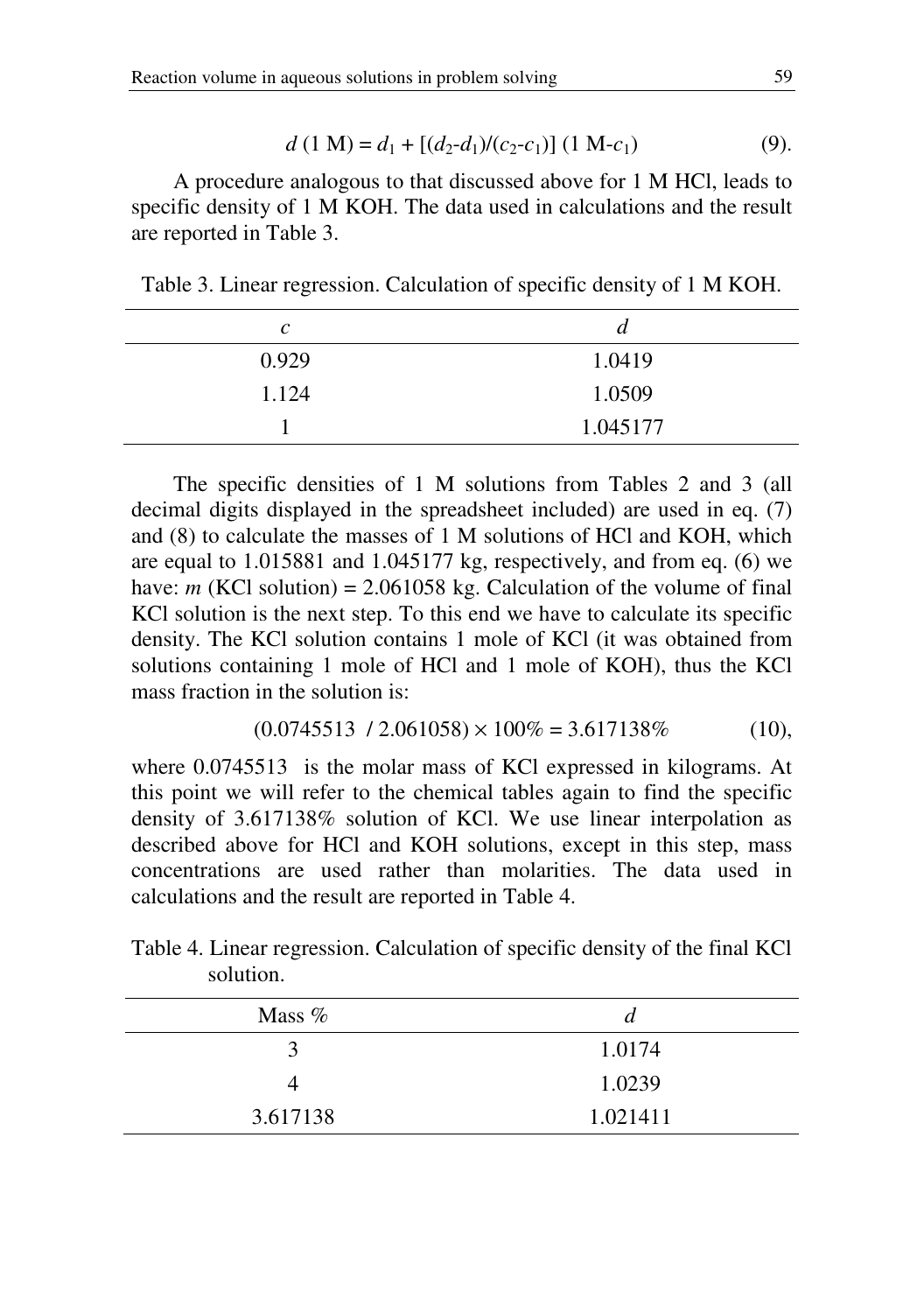$$d\,(1\text{ M}) = d_1 + [(d_2\text{-}d_1)/(c_2\text{-}c_1)]\,(1\text{ M-}c_1) \qquad (9).$$

A procedure analogous to that discussed above for 1 M HCl, leads to specific density of 1 M KOH. The data used in calculations and the result are reported in Table 3.

Table 3. Linear regression. Calculation of specific density of 1 M KOH.

| $c$ | $d$ |
|---|---|
| 0.929 | 1.0419 |
| 1.124 | 1.0509 |
| 1 | 1.045177 |

The specific densities of 1 M solutions from Tables 2 and 3 (all decimal digits displayed in the spreadsheet included) are used in eq. (7) and (8) to calculate the masses of 1 M solutions of HCl and KOH, which are equal to 1.015881 and 1.045177 kg, respectively, and from eq. (6) we have: $m$ (KCl solution) = 2.061058 kg. Calculation of the volume of final KCl solution is the next step. To this end we have to calculate its specific density. The KCl solution contains 1 mole of KCl (it was obtained from solutions containing 1 mole of HCl and 1 mole of KOH), thus the KCl mass fraction in the solution is:

$$(0.0745513\ /\ 2.061058) \times 100\% = 3.617138\% \qquad (10),$$

where 0.0745513 is the molar mass of KCl expressed in kilograms. At this point we will refer to the chemical tables again to find the specific density of 3.617138% solution of KCl. We use linear interpolation as described above for HCl and KOH solutions, except in this step, mass concentrations are used rather than molarities. The data used in calculations and the result are reported in Table 4.

Table 4. Linear regression. Calculation of specific density of the final KCl solution.

| Mass % | $d$ |
|---|---|
| 3 | 1.0174 |
| 4 | 1.0239 |
| 3.617138 | 1.021411 |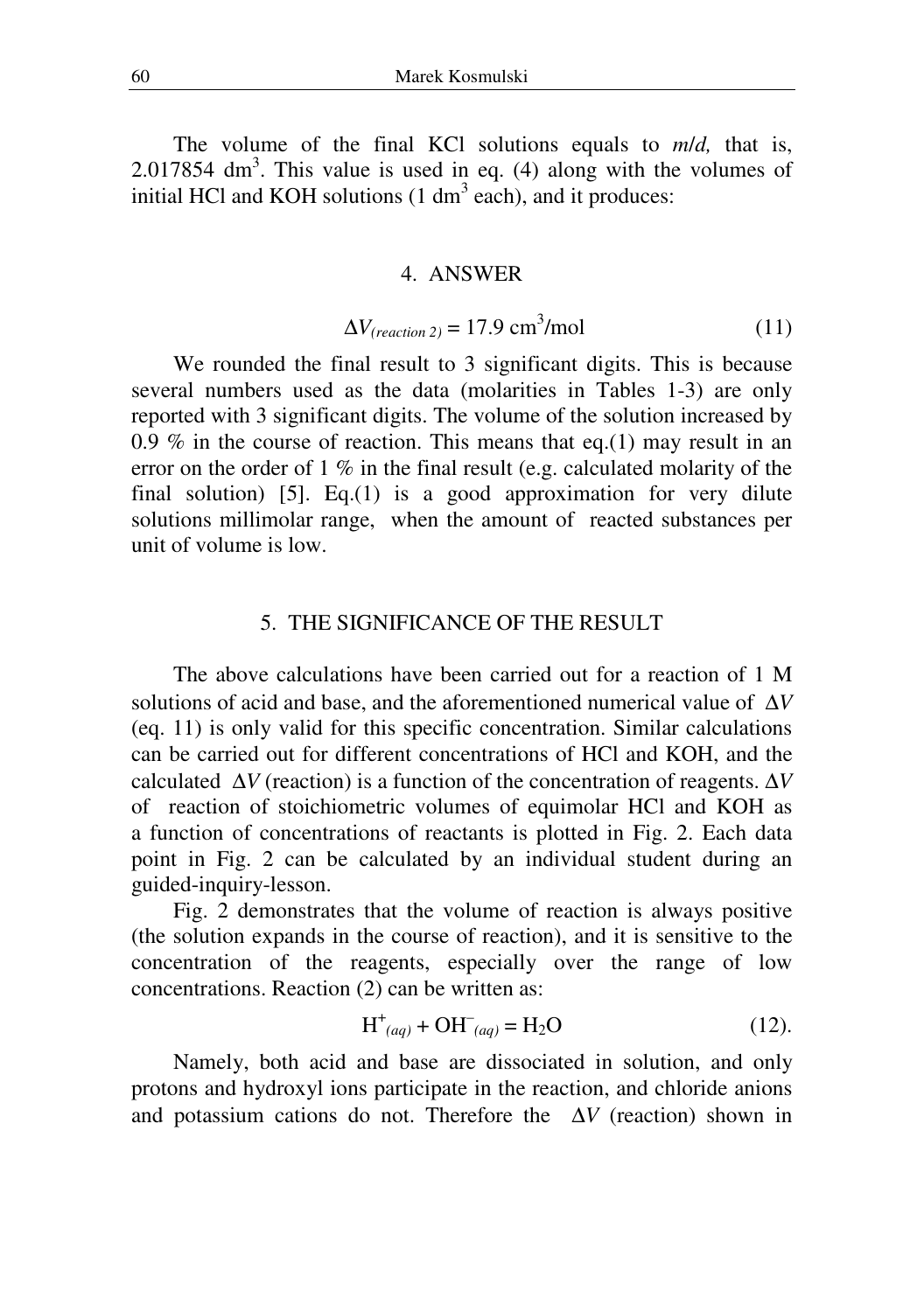The volume of the final KCl solutions equals to *m*/*d,* that is, 2.017854 $dm^3$. This value is used in eq. (4) along with the volumes of initial HCl and KOH solutions (1 $dm^3$ each), and it produces:

## 4. ANSWER

$$\Delta V_{(reaction\ 2)} = 17.9\ \text{cm}^3/\text{mol} \qquad (11)$$

We rounded the final result to 3 significant digits. This is because several numbers used as the data (molarities in Tables 1-3) are only reported with 3 significant digits. The volume of the solution increased by 0.9 % in the course of reaction. This means that eq.(1) may result in an error on the order of 1 % in the final result (e.g. calculated molarity of the final solution) [5]. Eq.(1) is a good approximation for very dilute solutions millimolar range, when the amount of reacted substances per unit of volume is low.

## 5. THE SIGNIFICANCE OF THE RESULT

The above calculations have been carried out for a reaction of 1 M solutions of acid and base, and the aforementioned numerical value of $\Delta V$ (eq. 11) is only valid for this specific concentration. Similar calculations can be carried out for different concentrations of HCl and KOH, and the calculated $\Delta V$ (reaction) is a function of the concentration of reagents. $\Delta V$ of reaction of stoichiometric volumes of equimolar HCl and KOH as a function of concentrations of reactants is plotted in Fig. 2. Each data point in Fig. 2 can be calculated by an individual student during an guided-inquiry-lesson.

Fig. 2 demonstrates that the volume of reaction is always positive (the solution expands in the course of reaction), and it is sensitive to the concentration of the reagents, especially over the range of low concentrations. Reaction (2) can be written as:

$$H^+_{(aq)} + OH^-_{(aq)} = H_2O \qquad (12).$$

Namely, both acid and base are dissociated in solution, and only protons and hydroxyl ions participate in the reaction, and chloride anions and potassium cations do not. Therefore the $\Delta V$ (reaction) shown in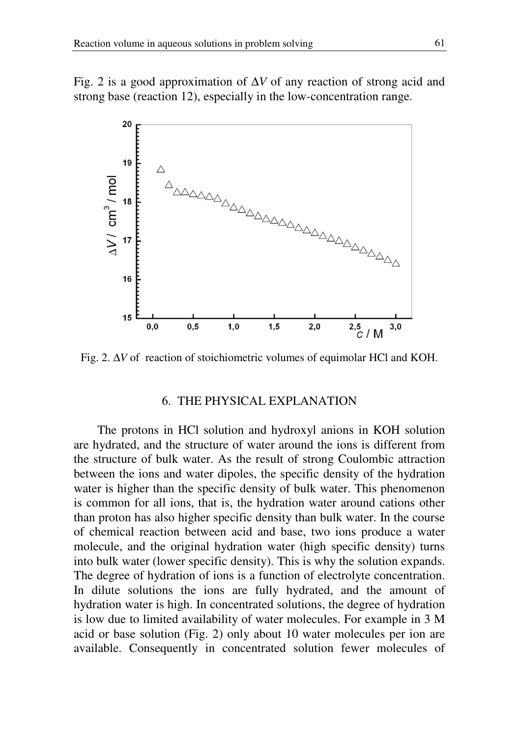Fig. 2 is a good approximation of $\Delta V$ of any reaction of strong acid and strong base (reaction 12), especially in the low-concentration range.

Fig. 2. $\Delta V$ of reaction of stoichiometric volumes of equimolar HCl and KOH.

## 6. THE PHYSICAL EXPLANATION

The protons in HCl solution and hydroxyl anions in KOH solution are hydrated, and the structure of water around the ions is different from the structure of bulk water. As the result of strong Coulombic attraction between the ions and water dipoles, the specific density of the hydration water is higher than the specific density of bulk water. This phenomenon is common for all ions, that is, the hydration water around cations other than proton has also higher specific density than bulk water. In the course of chemical reaction between acid and base, two ions produce a water molecule, and the original hydration water (high specific density) turns into bulk water (lower specific density). This is why the solution expands. The degree of hydration of ions is a function of electrolyte concentration. In dilute solutions the ions are fully hydrated, and the amount of hydration water is high. In concentrated solutions, the degree of hydration is low due to limited availability of water molecules. For example in 3 M acid or base solution (Fig. 2) only about 10 water molecules per ion are available. Consequently in concentrated solution fewer molecules of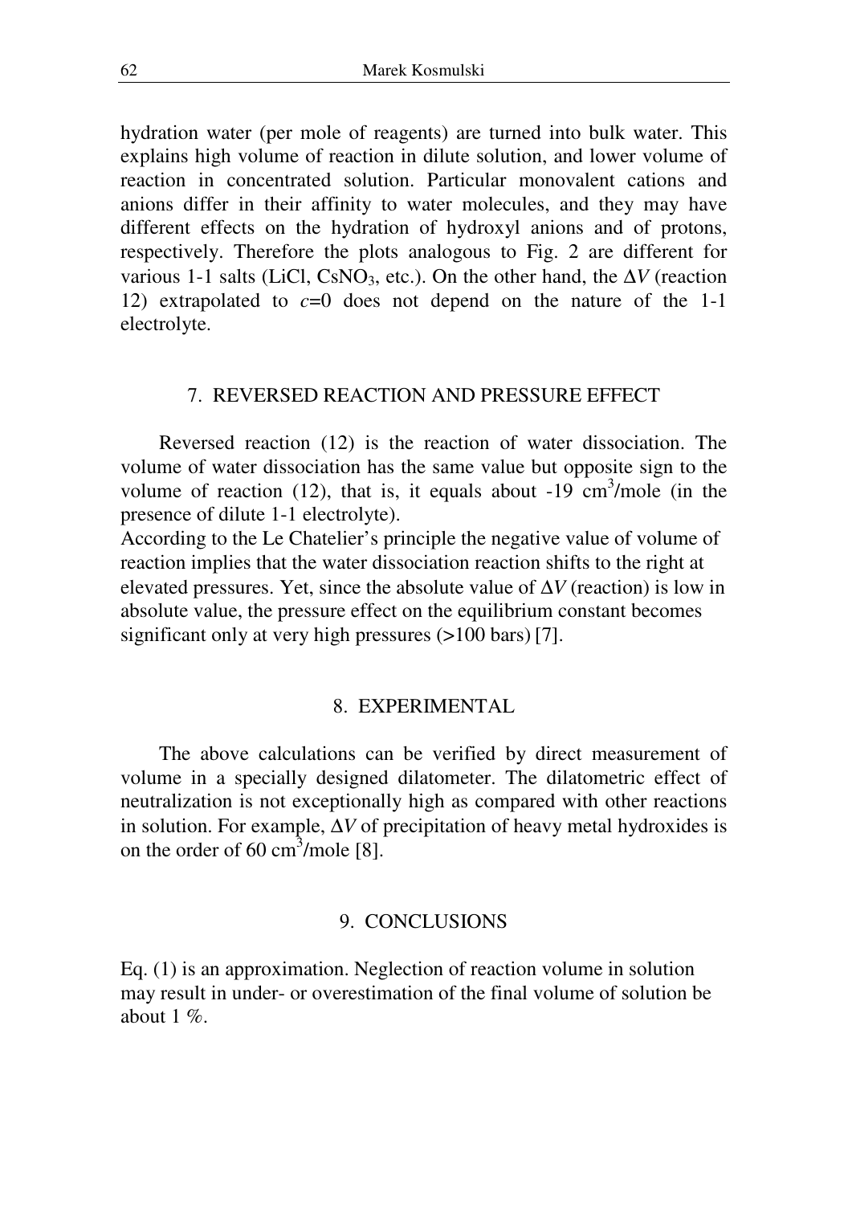hydration water (per mole of reagents) are turned into bulk water. This explains high volume of reaction in dilute solution, and lower volume of reaction in concentrated solution. Particular monovalent cations and anions differ in their affinity to water molecules, and they may have different effects on the hydration of hydroxyl anions and of protons, respectively. Therefore the plots analogous to Fig. 2 are different for various 1-1 salts (LiCl, $CsNO_3$, etc.). On the other hand, the $\Delta V$ (reaction 12) extrapolated to $c$=0 does not depend on the nature of the 1-1 electrolyte.

## 7. REVERSED REACTION AND PRESSURE EFFECT

Reversed reaction (12) is the reaction of water dissociation. The volume of water dissociation has the same value but opposite sign to the volume of reaction (12), that is, it equals about -19 $cm^3$/mole (in the presence of dilute 1-1 electrolyte).
According to the Le Chatelier's principle the negative value of volume of reaction implies that the water dissociation reaction shifts to the right at elevated pressures. Yet, since the absolute value of $\Delta V$ (reaction) is low in absolute value, the pressure effect on the equilibrium constant becomes significant only at very high pressures (>100 bars) [7].

## 8. EXPERIMENTAL

The above calculations can be verified by direct measurement of volume in a specially designed dilatometer. The dilatometric effect of neutralization is not exceptionally high as compared with other reactions in solution. For example, $\Delta V$ of precipitation of heavy metal hydroxides is on the order of 60 $cm^3$/mole [8].

## 9. CONCLUSIONS

Eq. (1) is an approximation. Neglection of reaction volume in solution may result in under- or overestimation of the final volume of solution be about 1 %.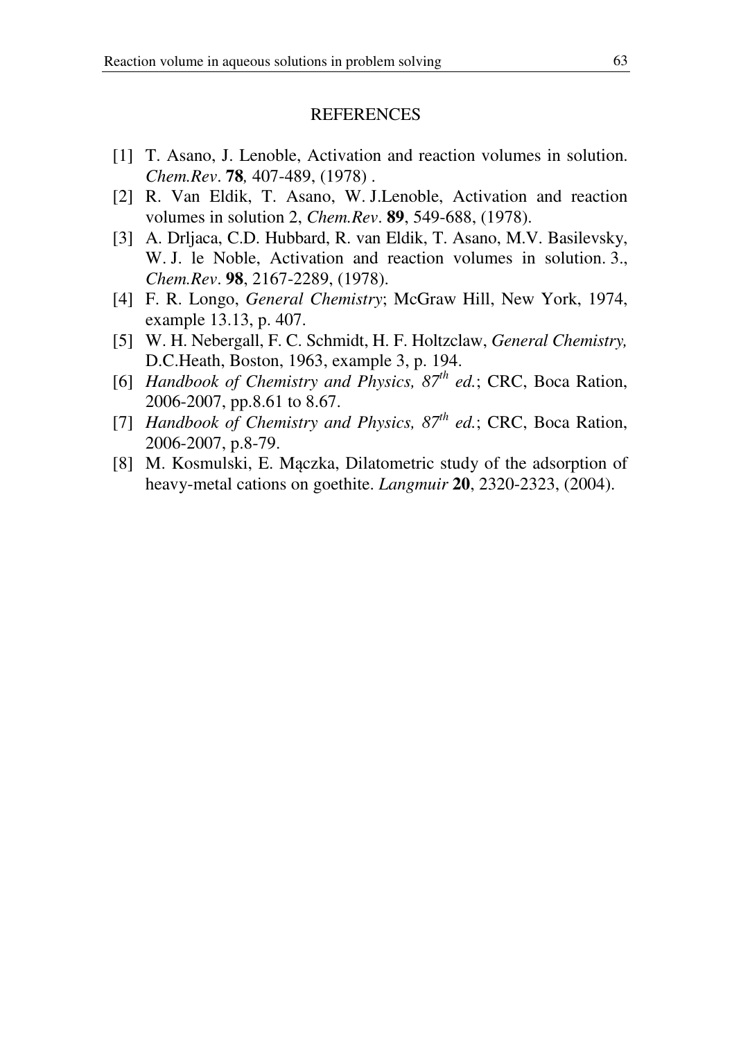## REFERENCES

[1] T. Asano, J. Lenoble, Activation and reaction volumes in solution. *Chem.Rev*. **78**, 407-489, (1978) .

[2] R. Van Eldik, T. Asano, W. J.Lenoble, Activation and reaction volumes in solution 2, *Chem.Rev*. **89**, 549-688, (1978).

[3] A. Drljaca, C.D. Hubbard, R. van Eldik, T. Asano, M.V. Basilevsky, W. J. le Noble, Activation and reaction volumes in solution. 3., *Chem.Rev*. **98**, 2167-2289, (1978).

[4] F. R. Longo, *General Chemistry*; McGraw Hill, New York, 1974, example 13.13, p. 407.

[5] W. H. Nebergall, F. C. Schmidt, H. F. Holtzclaw, *General Chemistry,* D.C.Heath, Boston, 1963, example 3, p. 194.

[6] *Handbook of Chemistry and Physics, 87th ed.*; CRC, Boca Ration, 2006-2007, pp.8.61 to 8.67.

[7] *Handbook of Chemistry and Physics, 87th ed.*; CRC, Boca Ration, 2006-2007, p.8-79.

[8] M. Kosmulski, E. Mączka, Dilatometric study of the adsorption of heavy-metal cations on goethite. *Langmuir* **20**, 2320-2323, (2004).